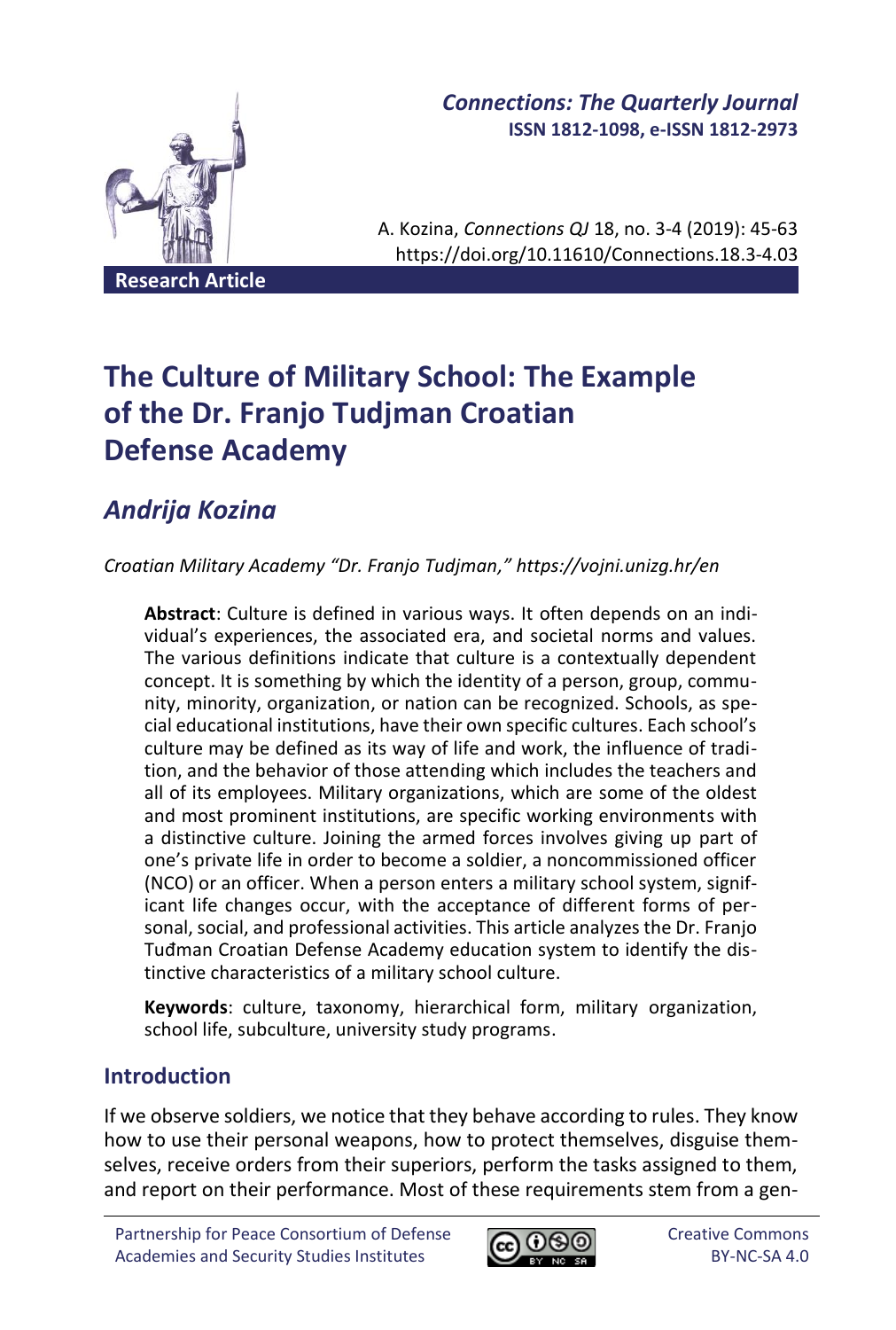*Connections: The Quarterly Journal*
**ISSN 1812-1098, e-ISSN 1812-2973**

A. Kozina, *Connections QJ* 18, no. 3-4 (2019): 45-63
https://doi.org/10.11610/Connections.18.3-4.03

**Research Article**

# The Culture of Military School: The Example of the Dr. Franjo Tudjman Croatian Defense Academy

## *Andrija Kozina*

*Croatian Military Academy "Dr. Franjo Tudjman," https://vojni.unizg.hr/en*

**Abstract**: Culture is defined in various ways. It often depends on an individual's experiences, the associated era, and societal norms and values. The various definitions indicate that culture is a contextually dependent concept. It is something by which the identity of a person, group, community, minority, organization, or nation can be recognized. Schools, as special educational institutions, have their own specific cultures. Each school's culture may be defined as its way of life and work, the influence of tradition, and the behavior of those attending which includes the teachers and all of its employees. Military organizations, which are some of the oldest and most prominent institutions, are specific working environments with a distinctive culture. Joining the armed forces involves giving up part of one's private life in order to become a soldier, a noncommissioned officer (NCO) or an officer. When a person enters a military school system, significant life changes occur, with the acceptance of different forms of personal, social, and professional activities. This article analyzes the Dr. Franjo Tuđman Croatian Defense Academy education system to identify the distinctive characteristics of a military school culture.

**Keywords**: culture, taxonomy, hierarchical form, military organization, school life, subculture, university study programs.

## Introduction

If we observe soldiers, we notice that they behave according to rules. They know how to use their personal weapons, how to protect themselves, disguise themselves, receive orders from their superiors, perform the tasks assigned to them, and report on their performance. Most of these requirements stem from a gen-

Partnership for Peace Consortium of Defense Academies and Security Studies Institutes

Creative Commons BY-NC-SA 4.0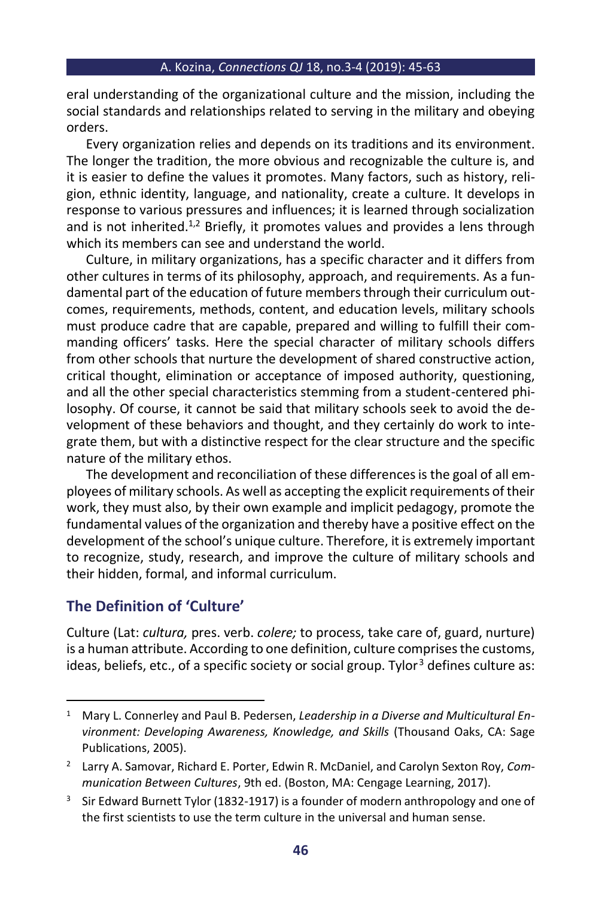eral understanding of the organizational culture and the mission, including the social standards and relationships related to serving in the military and obeying orders.

Every organization relies and depends on its traditions and its environment. The longer the tradition, the more obvious and recognizable the culture is, and it is easier to define the values it promotes. Many factors, such as history, religion, ethnic identity, language, and nationality, create a culture. It develops in response to various pressures and influences; it is learned through socialization and is not inherited.[1,2] Briefly, it promotes values and provides a lens through which its members can see and understand the world.

Culture, in military organizations, has a specific character and it differs from other cultures in terms of its philosophy, approach, and requirements. As a fundamental part of the education of future members through their curriculum outcomes, requirements, methods, content, and education levels, military schools must produce cadre that are capable, prepared and willing to fulfill their commanding officers' tasks. Here the special character of military schools differs from other schools that nurture the development of shared constructive action, critical thought, elimination or acceptance of imposed authority, questioning, and all the other special characteristics stemming from a student-centered philosophy. Of course, it cannot be said that military schools seek to avoid the development of these behaviors and thought, and they certainly do work to integrate them, but with a distinctive respect for the clear structure and the specific nature of the military ethos.

The development and reconciliation of these differences is the goal of all employees of military schools. As well as accepting the explicit requirements of their work, they must also, by their own example and implicit pedagogy, promote the fundamental values of the organization and thereby have a positive effect on the development of the school's unique culture. Therefore, it is extremely important to recognize, study, research, and improve the culture of military schools and their hidden, formal, and informal curriculum.

## The Definition of 'Culture'

Culture (Lat: *cultura,* pres. verb. *colere;* to process, take care of, guard, nurture) is a human attribute. According to one definition, culture comprises the customs, ideas, beliefs, etc., of a specific society or social group. Tylor[3] defines culture as:

---

[1] Mary L. Connerley and Paul B. Pedersen, *Leadership in a Diverse and Multicultural Environment: Developing Awareness, Knowledge, and Skills* (Thousand Oaks, CA: Sage Publications, 2005).

[2] Larry A. Samovar, Richard E. Porter, Edwin R. McDaniel, and Carolyn Sexton Roy, *Communication Between Cultures*, 9th ed. (Boston, MA: Cengage Learning, 2017).

[3] Sir Edward Burnett Tylor (1832-1917) is a founder of modern anthropology and one of the first scientists to use the term culture in the universal and human sense.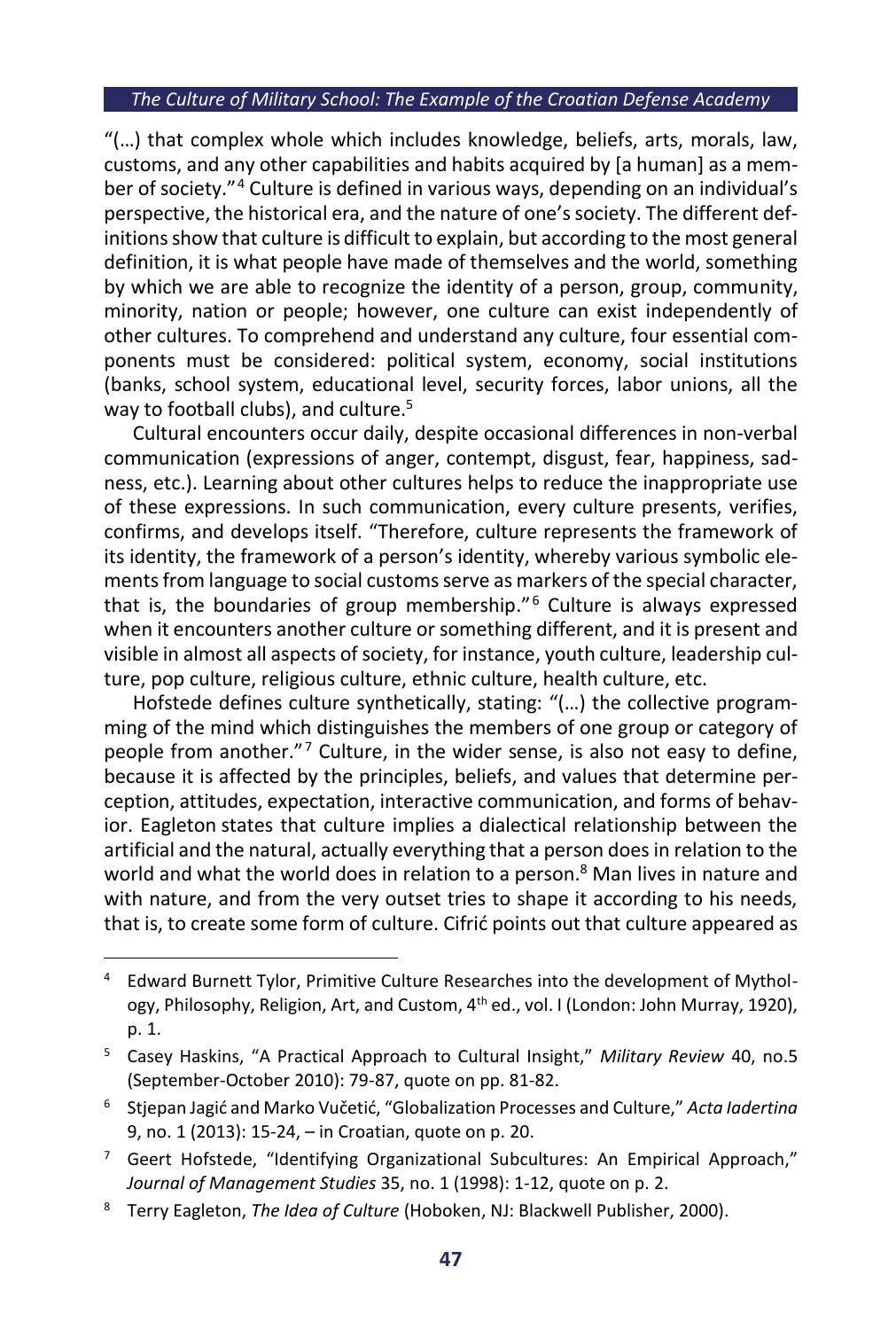"(…) that complex whole which includes knowledge, beliefs, arts, morals, law, customs, and any other capabilities and habits acquired by [a human] as a member of society."[4] Culture is defined in various ways, depending on an individual's perspective, the historical era, and the nature of one's society. The different definitions show that culture is difficult to explain, but according to the most general definition, it is what people have made of themselves and the world, something by which we are able to recognize the identity of a person, group, community, minority, nation or people; however, one culture can exist independently of other cultures. To comprehend and understand any culture, four essential components must be considered: political system, economy, social institutions (banks, school system, educational level, security forces, labor unions, all the way to football clubs), and culture.[5]

Cultural encounters occur daily, despite occasional differences in non-verbal communication (expressions of anger, contempt, disgust, fear, happiness, sadness, etc.). Learning about other cultures helps to reduce the inappropriate use of these expressions. In such communication, every culture presents, verifies, confirms, and develops itself. "Therefore, culture represents the framework of its identity, the framework of a person's identity, whereby various symbolic elements from language to social customs serve as markers of the special character, that is, the boundaries of group membership."[6] Culture is always expressed when it encounters another culture or something different, and it is present and visible in almost all aspects of society, for instance, youth culture, leadership culture, pop culture, religious culture, ethnic culture, health culture, etc.

Hofstede defines culture synthetically, stating: "(…) the collective programming of the mind which distinguishes the members of one group or category of people from another."[7] Culture, in the wider sense, is also not easy to define, because it is affected by the principles, beliefs, and values that determine perception, attitudes, expectation, interactive communication, and forms of behavior. Eagleton states that culture implies a dialectical relationship between the artificial and the natural, actually everything that a person does in relation to the world and what the world does in relation to a person.[8] Man lives in nature and with nature, and from the very outset tries to shape it according to his needs, that is, to create some form of culture. Cifrić points out that culture appeared as

---

[4] Edward Burnett Tylor, Primitive Culture Researches into the development of Mythology, Philosophy, Religion, Art, and Custom, 4th ed., vol. I (London: John Murray, 1920), p. 1.

[5] Casey Haskins, "A Practical Approach to Cultural Insight," *Military Review* 40, no.5 (September-October 2010): 79-87, quote on pp. 81-82.

[6] Stjepan Jagić and Marko Vučetić, "Globalization Processes and Culture," *Acta Iadertina* 9, no. 1 (2013): 15-24, – in Croatian, quote on p. 20.

[7] Geert Hofstede, "Identifying Organizational Subcultures: An Empirical Approach," *Journal of Management Studies* 35, no. 1 (1998): 1-12, quote on p. 2.

[8] Terry Eagleton, *The Idea of Culture* (Hoboken, NJ: Blackwell Publisher, 2000).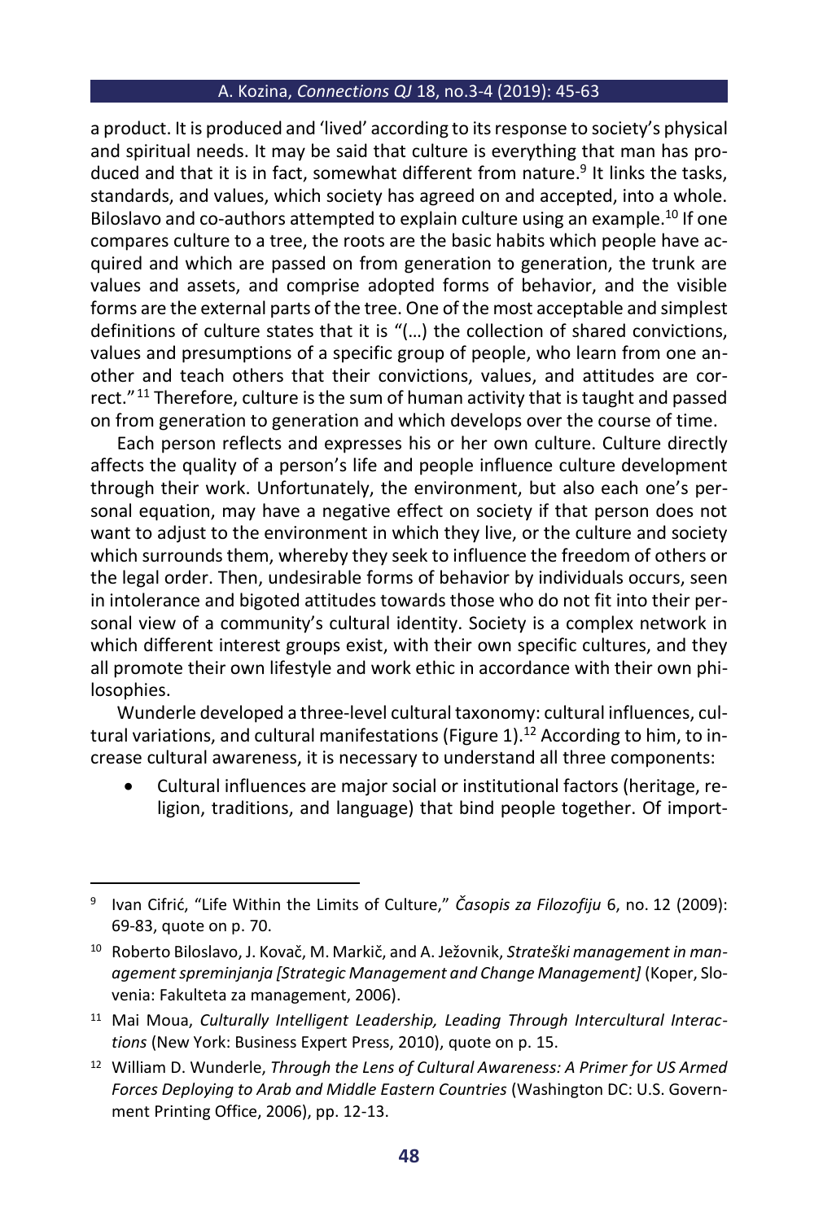a product. It is produced and 'lived' according to its response to society's physical and spiritual needs. It may be said that culture is everything that man has produced and that it is in fact, somewhat different from nature.[9] It links the tasks, standards, and values, which society has agreed on and accepted, into a whole. Biloslavo and co-authors attempted to explain culture using an example.[10] If one compares culture to a tree, the roots are the basic habits which people have acquired and which are passed on from generation to generation, the trunk are values and assets, and comprise adopted forms of behavior, and the visible forms are the external parts of the tree. One of the most acceptable and simplest definitions of culture states that it is "(…) the collection of shared convictions, values and presumptions of a specific group of people, who learn from one another and teach others that their convictions, values, and attitudes are correct."[11] Therefore, culture is the sum of human activity that is taught and passed on from generation to generation and which develops over the course of time.

Each person reflects and expresses his or her own culture. Culture directly affects the quality of a person's life and people influence culture development through their work. Unfortunately, the environment, but also each one's personal equation, may have a negative effect on society if that person does not want to adjust to the environment in which they live, or the culture and society which surrounds them, whereby they seek to influence the freedom of others or the legal order. Then, undesirable forms of behavior by individuals occurs, seen in intolerance and bigoted attitudes towards those who do not fit into their personal view of a community's cultural identity. Society is a complex network in which different interest groups exist, with their own specific cultures, and they all promote their own lifestyle and work ethic in accordance with their own philosophies.

Wunderle developed a three-level cultural taxonomy: cultural influences, cultural variations, and cultural manifestations (Figure 1).[12] According to him, to increase cultural awareness, it is necessary to understand all three components:

- Cultural influences are major social or institutional factors (heritage, religion, traditions, and language) that bind people together. Of import-

---

[9] Ivan Cifrić, "Life Within the Limits of Culture," *Časopis za Filozofiju* 6, no. 12 (2009): 69-83, quote on p. 70.

[10] Roberto Biloslavo, J. Kovač, M. Markič, and A. Ježovnik, *Strateški management in management spreminjanja [Strategic Management and Change Management]* (Koper, Slovenia: Fakulteta za management, 2006).

[11] Mai Moua, *Culturally Intelligent Leadership, Leading Through Intercultural Interactions* (New York: Business Expert Press, 2010), quote on p. 15.

[12] William D. Wunderle, *Through the Lens of Cultural Awareness: A Primer for US Armed Forces Deploying to Arab and Middle Eastern Countries* (Washington DC: U.S. Government Printing Office, 2006), pp. 12-13.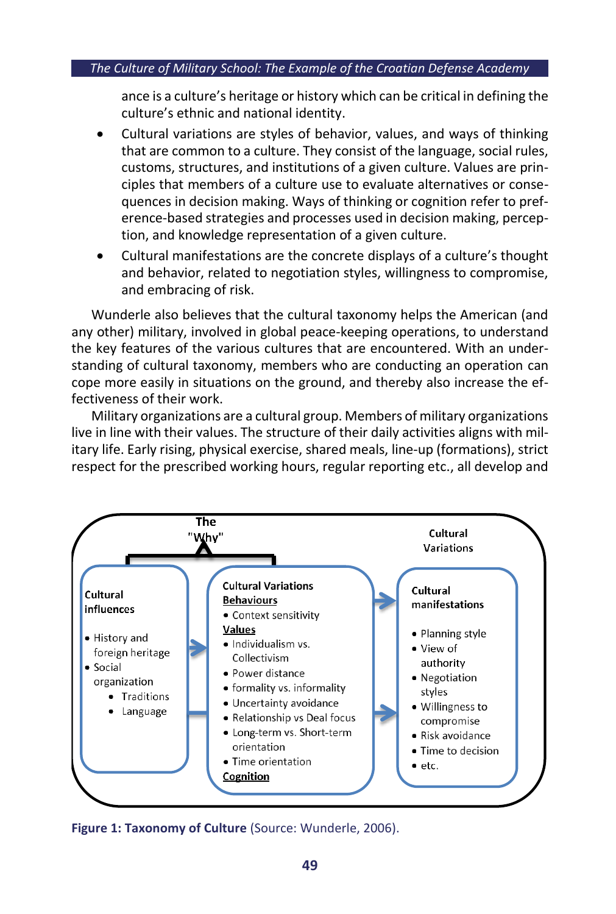ance is a culture's heritage or history which can be critical in defining the culture's ethnic and national identity.

- Cultural variations are styles of behavior, values, and ways of thinking that are common to a culture. They consist of the language, social rules, customs, structures, and institutions of a given culture. Values are principles that members of a culture use to evaluate alternatives or consequences in decision making. Ways of thinking or cognition refer to preference-based strategies and processes used in decision making, perception, and knowledge representation of a given culture.
- Cultural manifestations are the concrete displays of a culture's thought and behavior, related to negotiation styles, willingness to compromise, and embracing of risk.

Wunderle also believes that the cultural taxonomy helps the American (and any other) military, involved in global peace-keeping operations, to understand the key features of the various cultures that are encountered. With an understanding of cultural taxonomy, members who are conducting an operation can cope more easily in situations on the ground, and thereby also increase the effectiveness of their work.

Military organizations are a cultural group. Members of military organizations live in line with their values. The structure of their daily activities aligns with military life. Early rising, physical exercise, shared meals, line-up (formations), strict respect for the prescribed working hours, regular reporting etc., all develop and

The "Why"

Cultural Variations

**Cultural influences**
- History and foreign heritage
- Social organization
  - Traditions
  - Language

**Cultural Variations**

Behaviours
- Context sensitivity

Values
- Individualism vs. Collectivism
- Power distance
- formality vs. informality
- Uncertainty avoidance
- Relationship vs Deal focus
- Long-term vs. Short-term orientation
- Time orientation

Cognition

**Cultural manifestations**
- Planning style
- View of authority
- Negotiation styles
- Willingness to compromise
- Risk avoidance
- Time to decision
- etc.

**Figure 1: Taxonomy of Culture** (Source: Wunderle, 2006).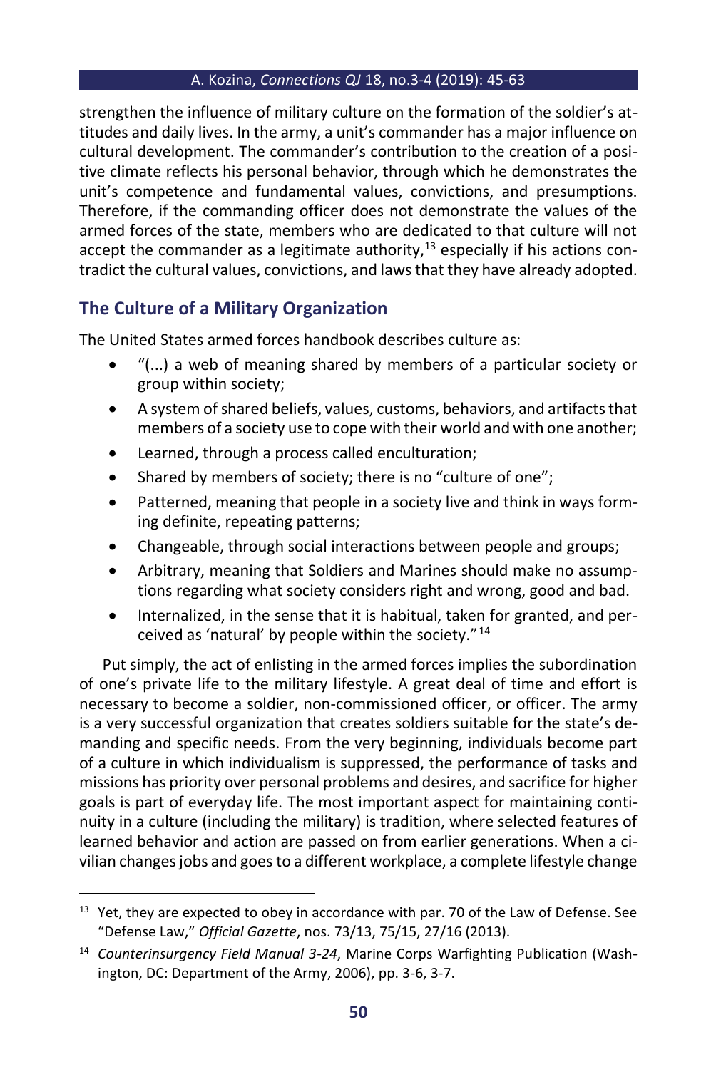strengthen the influence of military culture on the formation of the soldier's attitudes and daily lives. In the army, a unit's commander has a major influence on cultural development. The commander's contribution to the creation of a positive climate reflects his personal behavior, through which he demonstrates the unit's competence and fundamental values, convictions, and presumptions. Therefore, if the commanding officer does not demonstrate the values of the armed forces of the state, members who are dedicated to that culture will not accept the commander as a legitimate authority,[13] especially if his actions contradict the cultural values, convictions, and laws that they have already adopted.

## The Culture of a Military Organization

The United States armed forces handbook describes culture as:

- "(...) a web of meaning shared by members of a particular society or group within society;
- A system of shared beliefs, values, customs, behaviors, and artifacts that members of a society use to cope with their world and with one another;
- Learned, through a process called enculturation;
- Shared by members of society; there is no "culture of one";
- Patterned, meaning that people in a society live and think in ways forming definite, repeating patterns;
- Changeable, through social interactions between people and groups;
- Arbitrary, meaning that Soldiers and Marines should make no assumptions regarding what society considers right and wrong, good and bad.
- Internalized, in the sense that it is habitual, taken for granted, and perceived as 'natural' by people within the society."[14]

Put simply, the act of enlisting in the armed forces implies the subordination of one's private life to the military lifestyle. A great deal of time and effort is necessary to become a soldier, non-commissioned officer, or officer. The army is a very successful organization that creates soldiers suitable for the state's demanding and specific needs. From the very beginning, individuals become part of a culture in which individualism is suppressed, the performance of tasks and missions has priority over personal problems and desires, and sacrifice for higher goals is part of everyday life. The most important aspect for maintaining continuity in a culture (including the military) is tradition, where selected features of learned behavior and action are passed on from earlier generations. When a civilian changes jobs and goes to a different workplace, a complete lifestyle change

---

[13] Yet, they are expected to obey in accordance with par. 70 of the Law of Defense. See "Defense Law," *Official Gazette*, nos. 73/13, 75/15, 27/16 (2013).

[14] *Counterinsurgency Field Manual 3-24*, Marine Corps Warfighting Publication (Washington, DC: Department of the Army, 2006), pp. 3-6, 3-7.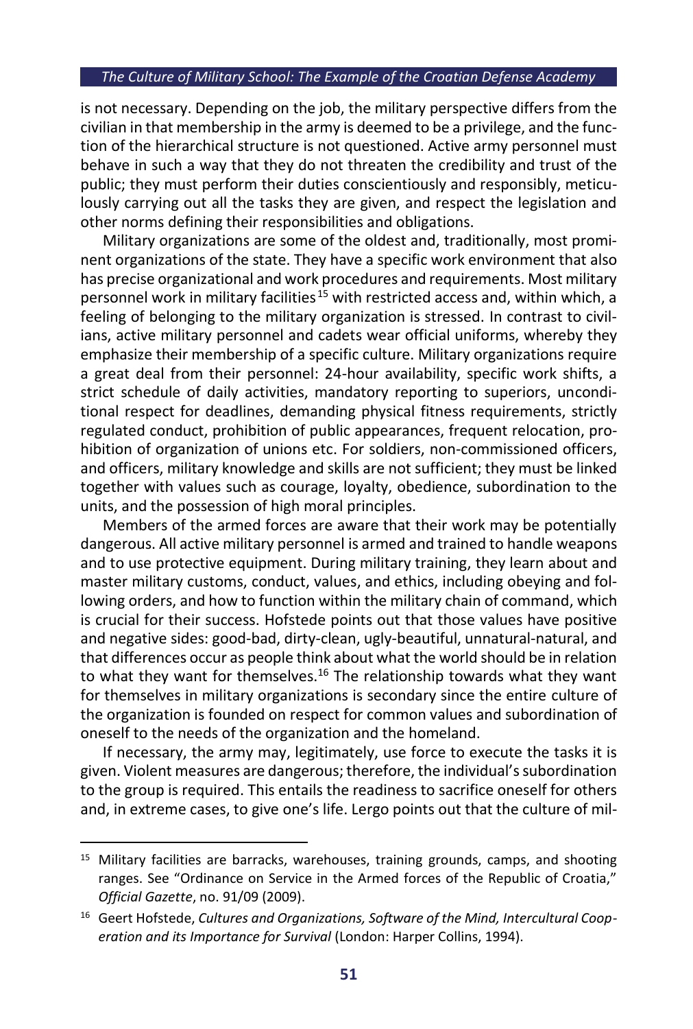is not necessary. Depending on the job, the military perspective differs from the civilian in that membership in the army is deemed to be a privilege, and the function of the hierarchical structure is not questioned. Active army personnel must behave in such a way that they do not threaten the credibility and trust of the public; they must perform their duties conscientiously and responsibly, meticulously carrying out all the tasks they are given, and respect the legislation and other norms defining their responsibilities and obligations.

Military organizations are some of the oldest and, traditionally, most prominent organizations of the state. They have a specific work environment that also has precise organizational and work procedures and requirements. Most military personnel work in military facilities[15] with restricted access and, within which, a feeling of belonging to the military organization is stressed. In contrast to civilians, active military personnel and cadets wear official uniforms, whereby they emphasize their membership of a specific culture. Military organizations require a great deal from their personnel: 24-hour availability, specific work shifts, a strict schedule of daily activities, mandatory reporting to superiors, unconditional respect for deadlines, demanding physical fitness requirements, strictly regulated conduct, prohibition of public appearances, frequent relocation, prohibition of organization of unions etc. For soldiers, non-commissioned officers, and officers, military knowledge and skills are not sufficient; they must be linked together with values such as courage, loyalty, obedience, subordination to the units, and the possession of high moral principles.

Members of the armed forces are aware that their work may be potentially dangerous. All active military personnel is armed and trained to handle weapons and to use protective equipment. During military training, they learn about and master military customs, conduct, values, and ethics, including obeying and following orders, and how to function within the military chain of command, which is crucial for their success. Hofstede points out that those values have positive and negative sides: good-bad, dirty-clean, ugly-beautiful, unnatural-natural, and that differences occur as people think about what the world should be in relation to what they want for themselves.[16] The relationship towards what they want for themselves in military organizations is secondary since the entire culture of the organization is founded on respect for common values and subordination of oneself to the needs of the organization and the homeland.

If necessary, the army may, legitimately, use force to execute the tasks it is given. Violent measures are dangerous; therefore, the individual's subordination to the group is required. This entails the readiness to sacrifice oneself for others and, in extreme cases, to give one's life. Lergo points out that the culture of mil-

---

[15] Military facilities are barracks, warehouses, training grounds, camps, and shooting ranges. See "Ordinance on Service in the Armed forces of the Republic of Croatia," *Official Gazette*, no. 91/09 (2009).

[16] Geert Hofstede, *Cultures and Organizations, Software of the Mind, Intercultural Cooperation and its Importance for Survival* (London: Harper Collins, 1994).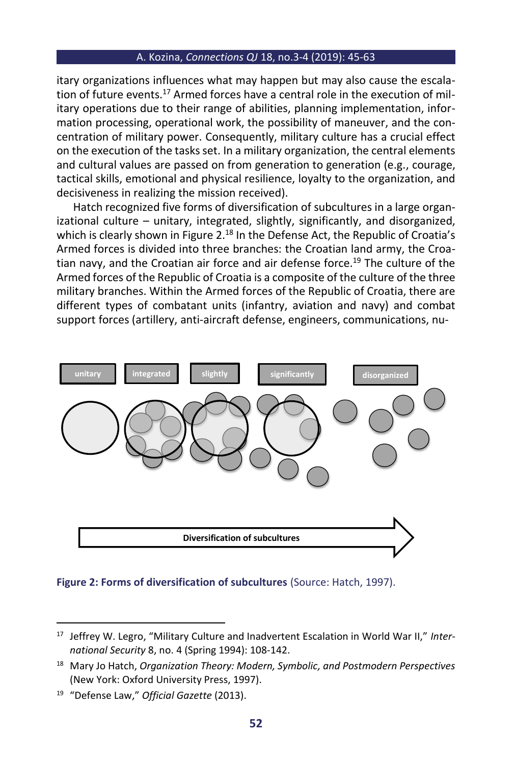itary organizations influences what may happen but may also cause the escalation of future events.[17] Armed forces have a central role in the execution of military operations due to their range of abilities, planning implementation, information processing, operational work, the possibility of maneuver, and the concentration of military power. Consequently, military culture has a crucial effect on the execution of the tasks set. In a military organization, the central elements and cultural values are passed on from generation to generation (e.g., courage, tactical skills, emotional and physical resilience, loyalty to the organization, and decisiveness in realizing the mission received).

Hatch recognized five forms of diversification of subcultures in a large organizational culture – unitary, integrated, slightly, significantly, and disorganized, which is clearly shown in Figure 2.[18] In the Defense Act, the Republic of Croatia's Armed forces is divided into three branches: the Croatian land army, the Croatian navy, and the Croatian air force and air defense force.[19] The culture of the Armed forces of the Republic of Croatia is a composite of the culture of the three military branches. Within the Armed forces of the Republic of Croatia, there are different types of combatant units (infantry, aviation and navy) and combat support forces (artillery, anti-aircraft defense, engineers, communications, nu-

unitary | integrated | slightly | significantly | disorganized

Diversification of subcultures

**Figure 2: Forms of diversification of subcultures** (Source: Hatch, 1997).

---

[17] Jeffrey W. Legro, "Military Culture and Inadvertent Escalation in World War II," *International Security* 8, no. 4 (Spring 1994): 108-142.

[18] Mary Jo Hatch, *Organization Theory: Modern, Symbolic, and Postmodern Perspectives* (New York: Oxford University Press, 1997).

[19] "Defense Law," *Official Gazette* (2013).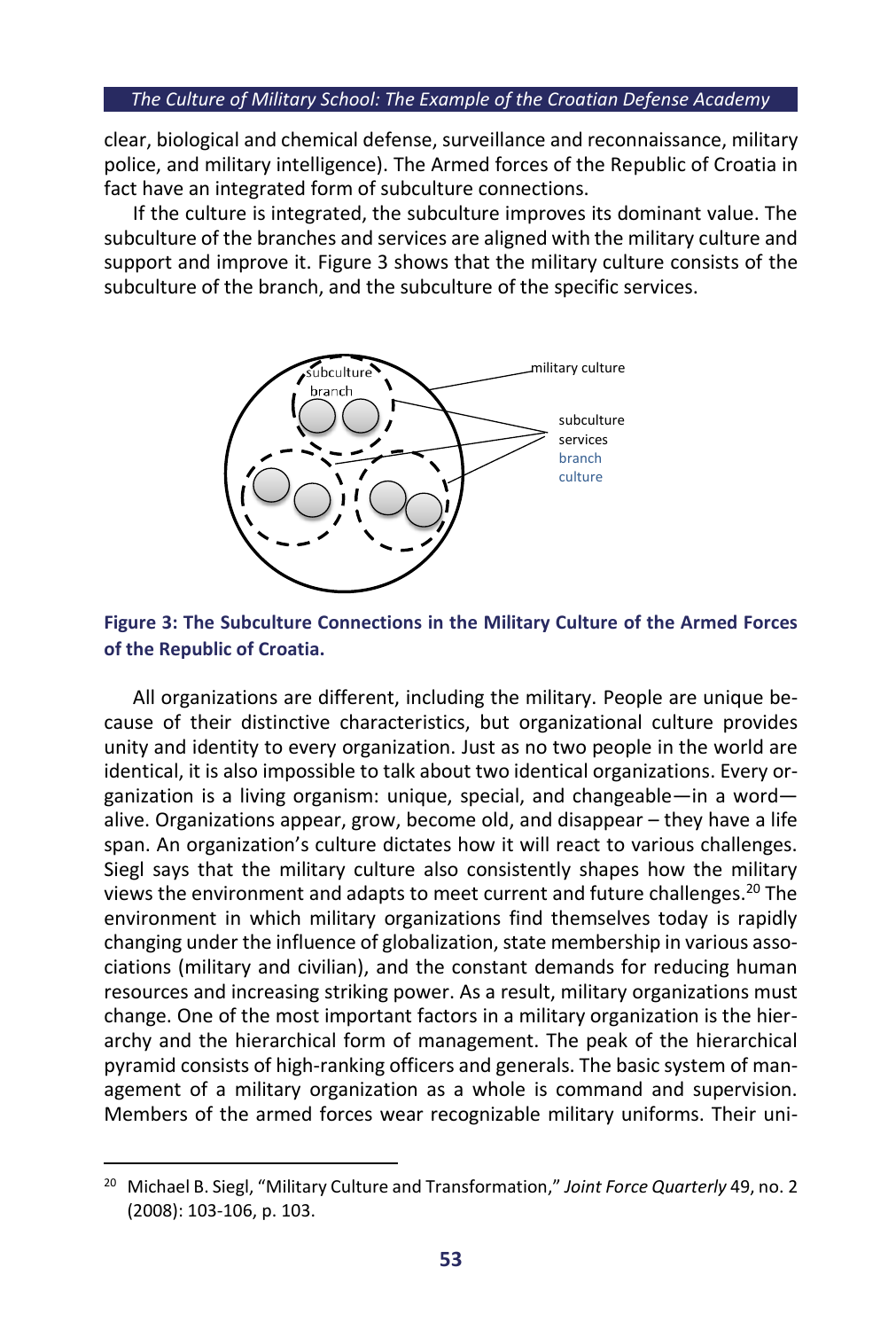clear, biological and chemical defense, surveillance and reconnaissance, military police, and military intelligence). The Armed forces of the Republic of Croatia in fact have an integrated form of subculture connections.

If the culture is integrated, the subculture improves its dominant value. The subculture of the branches and services are aligned with the military culture and support and improve it. Figure 3 shows that the military culture consists of the subculture of the branch, and the subculture of the specific services.

**Figure 3: The Subculture Connections in the Military Culture of the Armed Forces of the Republic of Croatia.**

All organizations are different, including the military. People are unique because of their distinctive characteristics, but organizational culture provides unity and identity to every organization. Just as no two people in the world are identical, it is also impossible to talk about two identical organizations. Every organization is a living organism: unique, special, and changeable—in a word—alive. Organizations appear, grow, become old, and disappear – they have a life span. An organization's culture dictates how it will react to various challenges. Siegl says that the military culture also consistently shapes how the military views the environment and adapts to meet current and future challenges.[20] The environment in which military organizations find themselves today is rapidly changing under the influence of globalization, state membership in various associations (military and civilian), and the constant demands for reducing human resources and increasing striking power. As a result, military organizations must change. One of the most important factors in a military organization is the hierarchy and the hierarchical form of management. The peak of the hierarchical pyramid consists of high-ranking officers and generals. The basic system of management of a military organization as a whole is command and supervision. Members of the armed forces wear recognizable military uniforms. Their uni-

[20] Michael B. Siegl, "Military Culture and Transformation," *Joint Force Quarterly* 49, no. 2 (2008): 103-106, p. 103.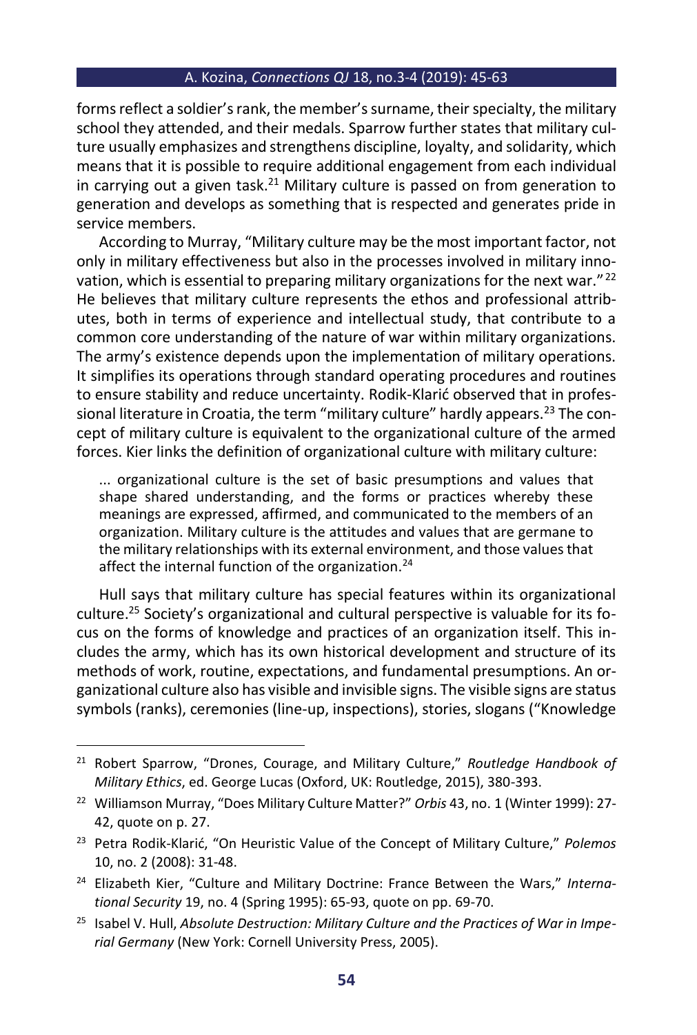forms reflect a soldier's rank, the member's surname, their specialty, the military school they attended, and their medals. Sparrow further states that military culture usually emphasizes and strengthens discipline, loyalty, and solidarity, which means that it is possible to require additional engagement from each individual in carrying out a given task.[21] Military culture is passed on from generation to generation and develops as something that is respected and generates pride in service members.

According to Murray, "Military culture may be the most important factor, not only in military effectiveness but also in the processes involved in military innovation, which is essential to preparing military organizations for the next war." [22] He believes that military culture represents the ethos and professional attributes, both in terms of experience and intellectual study, that contribute to a common core understanding of the nature of war within military organizations. The army's existence depends upon the implementation of military operations. It simplifies its operations through standard operating procedures and routines to ensure stability and reduce uncertainty. Rodik-Klarić observed that in professional literature in Croatia, the term "military culture" hardly appears.[23] The concept of military culture is equivalent to the organizational culture of the armed forces. Kier links the definition of organizational culture with military culture:

> ... organizational culture is the set of basic presumptions and values that shape shared understanding, and the forms or practices whereby these meanings are expressed, affirmed, and communicated to the members of an organization. Military culture is the attitudes and values that are germane to the military relationships with its external environment, and those values that affect the internal function of the organization.[24]

Hull says that military culture has special features within its organizational culture.[25] Society's organizational and cultural perspective is valuable for its focus on the forms of knowledge and practices of an organization itself. This includes the army, which has its own historical development and structure of its methods of work, routine, expectations, and fundamental presumptions. An organizational culture also has visible and invisible signs. The visible signs are status symbols (ranks), ceremonies (line-up, inspections), stories, slogans ("Knowledge

---

[21] Robert Sparrow, "Drones, Courage, and Military Culture," *Routledge Handbook of Military Ethics*, ed. George Lucas (Oxford, UK: Routledge, 2015), 380-393.

[22] Williamson Murray, "Does Military Culture Matter?" *Orbis* 43, no. 1 (Winter 1999): 27-42, quote on p. 27.

[23] Petra Rodik-Klarić, "On Heuristic Value of the Concept of Military Culture," *Polemos* 10, no. 2 (2008): 31-48.

[24] Elizabeth Kier, "Culture and Military Doctrine: France Between the Wars," *International Security* 19, no. 4 (Spring 1995): 65-93, quote on pp. 69-70.

[25] Isabel V. Hull, *Absolute Destruction: Military Culture and the Practices of War in Imperial Germany* (New York: Cornell University Press, 2005).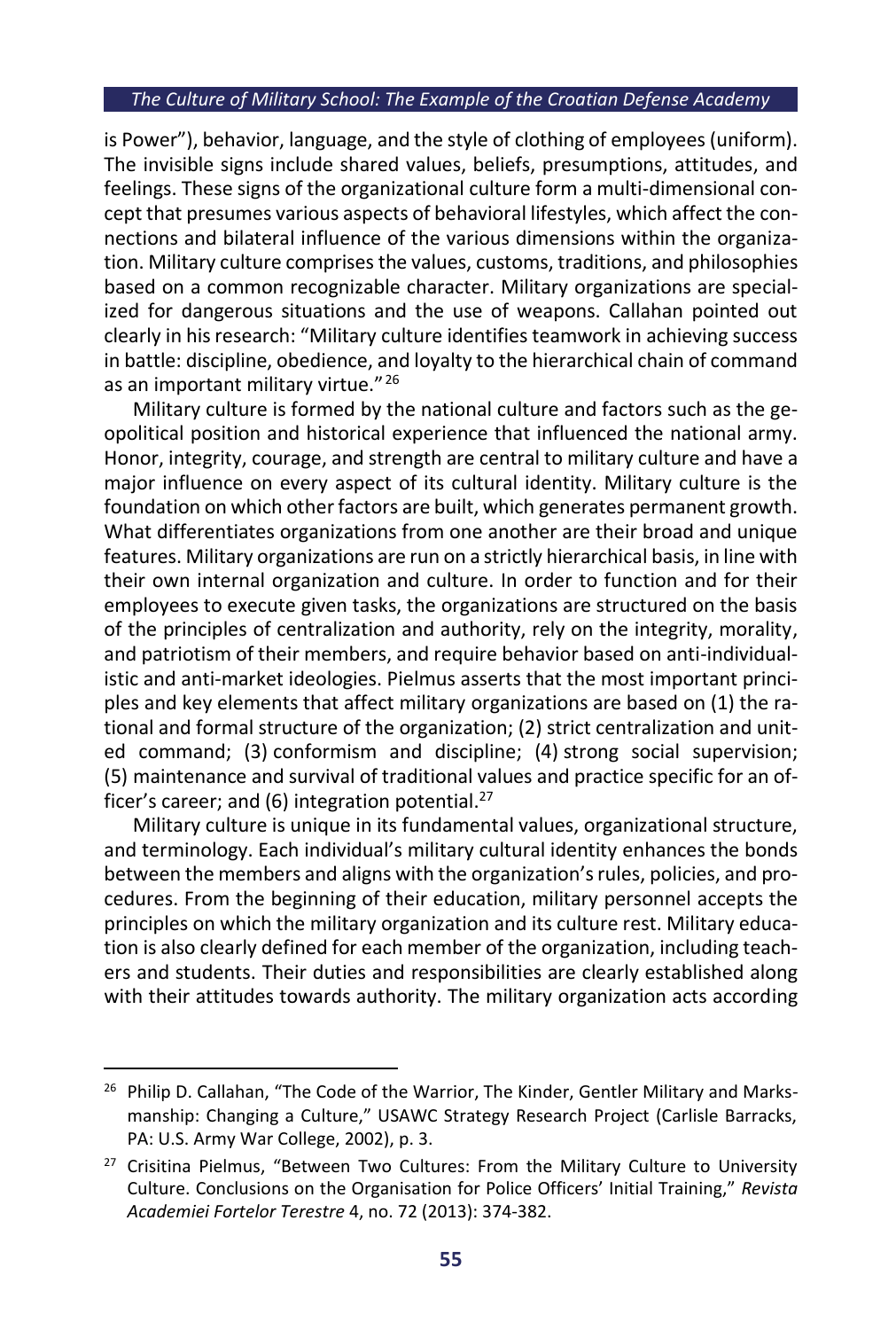is Power"), behavior, language, and the style of clothing of employees (uniform). The invisible signs include shared values, beliefs, presumptions, attitudes, and feelings. These signs of the organizational culture form a multi-dimensional concept that presumes various aspects of behavioral lifestyles, which affect the connections and bilateral influence of the various dimensions within the organization. Military culture comprises the values, customs, traditions, and philosophies based on a common recognizable character. Military organizations are specialized for dangerous situations and the use of weapons. Callahan pointed out clearly in his research: "Military culture identifies teamwork in achieving success in battle: discipline, obedience, and loyalty to the hierarchical chain of command as an important military virtue."[26]

Military culture is formed by the national culture and factors such as the geopolitical position and historical experience that influenced the national army. Honor, integrity, courage, and strength are central to military culture and have a major influence on every aspect of its cultural identity. Military culture is the foundation on which other factors are built, which generates permanent growth. What differentiates organizations from one another are their broad and unique features. Military organizations are run on a strictly hierarchical basis, in line with their own internal organization and culture. In order to function and for their employees to execute given tasks, the organizations are structured on the basis of the principles of centralization and authority, rely on the integrity, morality, and patriotism of their members, and require behavior based on anti-individualistic and anti-market ideologies. Pielmus asserts that the most important principles and key elements that affect military organizations are based on (1) the rational and formal structure of the organization; (2) strict centralization and united command; (3) conformism and discipline; (4) strong social supervision; (5) maintenance and survival of traditional values and practice specific for an officer's career; and (6) integration potential.[27]

Military culture is unique in its fundamental values, organizational structure, and terminology. Each individual's military cultural identity enhances the bonds between the members and aligns with the organization's rules, policies, and procedures. From the beginning of their education, military personnel accepts the principles on which the military organization and its culture rest. Military education is also clearly defined for each member of the organization, including teachers and students. Their duties and responsibilities are clearly established along with their attitudes towards authority. The military organization acts according

---

[26] Philip D. Callahan, "The Code of the Warrior, The Kinder, Gentler Military and Marksmanship: Changing a Culture," USAWC Strategy Research Project (Carlisle Barracks, PA: U.S. Army War College, 2002), p. 3.

[27] Crisitina Pielmus, "Between Two Cultures: From the Military Culture to University Culture. Conclusions on the Organisation for Police Officers' Initial Training," *Revista Academiei Fortelor Terestre* 4, no. 72 (2013): 374-382.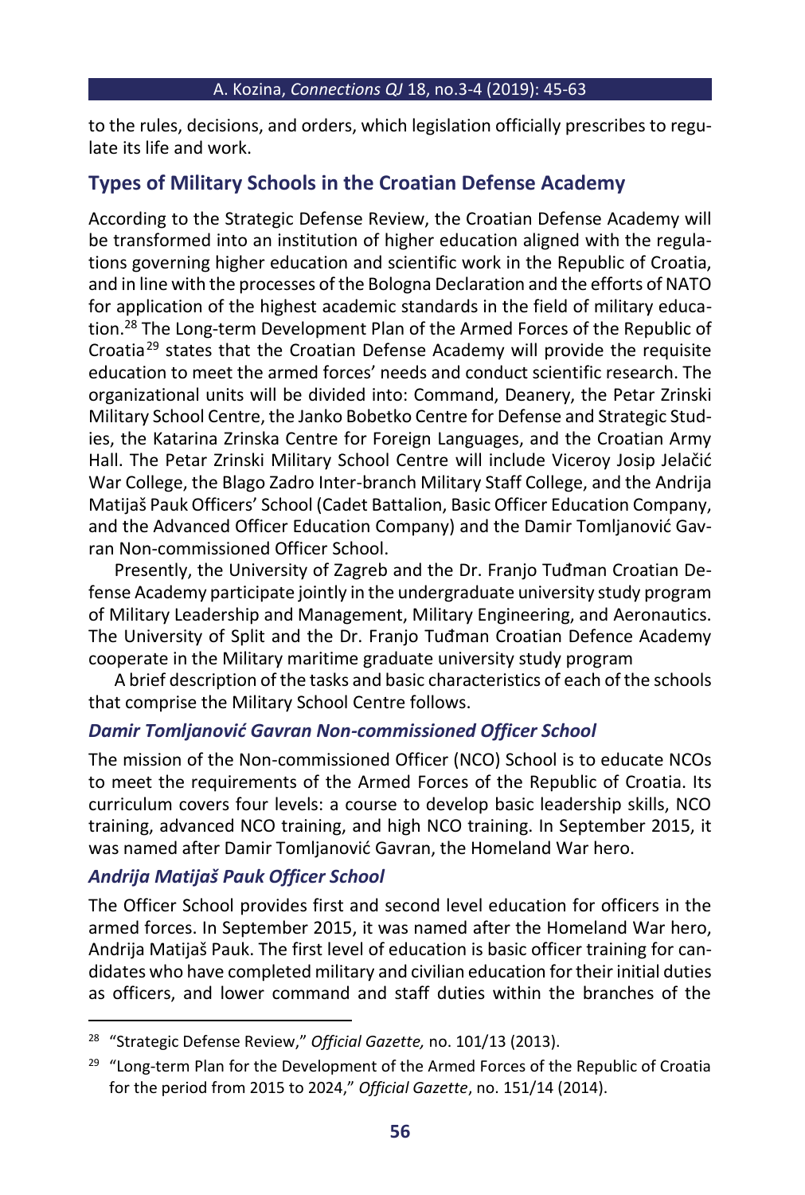to the rules, decisions, and orders, which legislation officially prescribes to regulate its life and work.

## Types of Military Schools in the Croatian Defense Academy

According to the Strategic Defense Review, the Croatian Defense Academy will be transformed into an institution of higher education aligned with the regulations governing higher education and scientific work in the Republic of Croatia, and in line with the processes of the Bologna Declaration and the efforts of NATO for application of the highest academic standards in the field of military education.[28] The Long-term Development Plan of the Armed Forces of the Republic of Croatia[29] states that the Croatian Defense Academy will provide the requisite education to meet the armed forces' needs and conduct scientific research. The organizational units will be divided into: Command, Deanery, the Petar Zrinski Military School Centre, the Janko Bobetko Centre for Defense and Strategic Studies, the Katarina Zrinska Centre for Foreign Languages, and the Croatian Army Hall. The Petar Zrinski Military School Centre will include Viceroy Josip Jelačić War College, the Blago Zadro Inter-branch Military Staff College, and the Andrija Matijaš Pauk Officers' School (Cadet Battalion, Basic Officer Education Company, and the Advanced Officer Education Company) and the Damir Tomljanović Gavran Non-commissioned Officer School.

Presently, the University of Zagreb and the Dr. Franjo Tuđman Croatian Defense Academy participate jointly in the undergraduate university study program of Military Leadership and Management, Military Engineering, and Aeronautics. The University of Split and the Dr. Franjo Tuđman Croatian Defence Academy cooperate in the Military maritime graduate university study program

A brief description of the tasks and basic characteristics of each of the schools that comprise the Military School Centre follows.

### *Damir Tomljanović Gavran Non-commissioned Officer School*

The mission of the Non-commissioned Officer (NCO) School is to educate NCOs to meet the requirements of the Armed Forces of the Republic of Croatia. Its curriculum covers four levels: a course to develop basic leadership skills, NCO training, advanced NCO training, and high NCO training. In September 2015, it was named after Damir Tomljanović Gavran, the Homeland War hero.

### *Andrija Matijaš Pauk Officer School*

The Officer School provides first and second level education for officers in the armed forces. In September 2015, it was named after the Homeland War hero, Andrija Matijaš Pauk. The first level of education is basic officer training for candidates who have completed military and civilian education for their initial duties as officers, and lower command and staff duties within the branches of the

---

[28] "Strategic Defense Review," *Official Gazette,* no. 101/13 (2013).

[29] "Long-term Plan for the Development of the Armed Forces of the Republic of Croatia for the period from 2015 to 2024," *Official Gazette*, no. 151/14 (2014).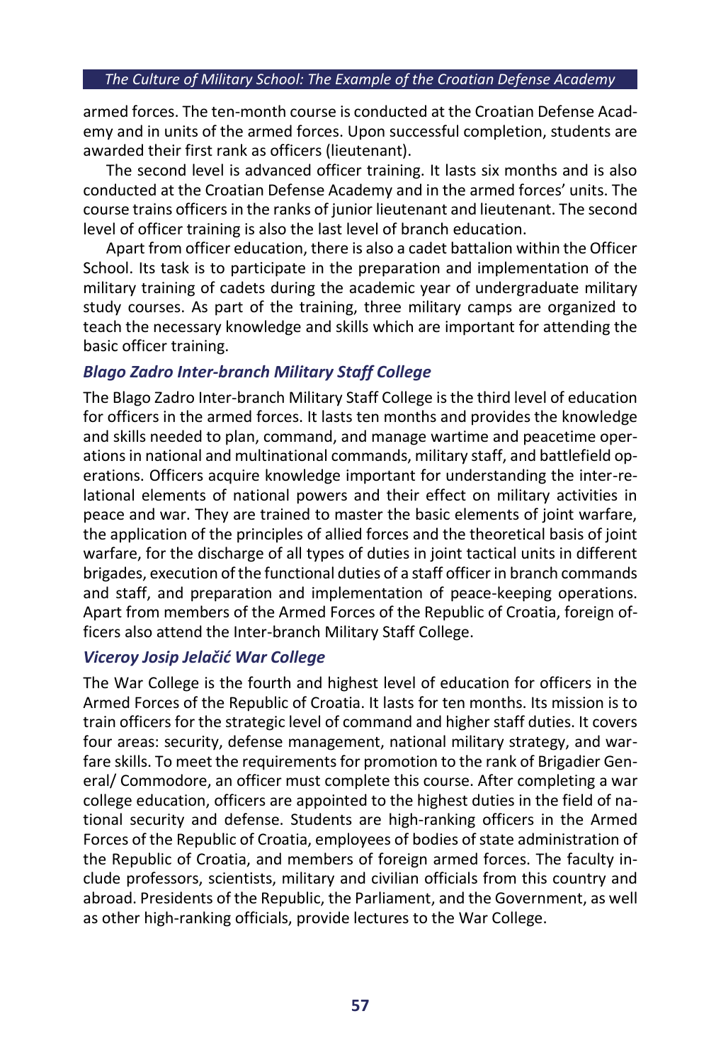armed forces. The ten-month course is conducted at the Croatian Defense Academy and in units of the armed forces. Upon successful completion, students are awarded their first rank as officers (lieutenant).

The second level is advanced officer training. It lasts six months and is also conducted at the Croatian Defense Academy and in the armed forces' units. The course trains officers in the ranks of junior lieutenant and lieutenant. The second level of officer training is also the last level of branch education.

Apart from officer education, there is also a cadet battalion within the Officer School. Its task is to participate in the preparation and implementation of the military training of cadets during the academic year of undergraduate military study courses. As part of the training, three military camps are organized to teach the necessary knowledge and skills which are important for attending the basic officer training.

### *Blago Zadro Inter-branch Military Staff College*

The Blago Zadro Inter-branch Military Staff College is the third level of education for officers in the armed forces. It lasts ten months and provides the knowledge and skills needed to plan, command, and manage wartime and peacetime operations in national and multinational commands, military staff, and battlefield operations. Officers acquire knowledge important for understanding the inter-relational elements of national powers and their effect on military activities in peace and war. They are trained to master the basic elements of joint warfare, the application of the principles of allied forces and the theoretical basis of joint warfare, for the discharge of all types of duties in joint tactical units in different brigades, execution of the functional duties of a staff officer in branch commands and staff, and preparation and implementation of peace-keeping operations. Apart from members of the Armed Forces of the Republic of Croatia, foreign officers also attend the Inter-branch Military Staff College.

### *Viceroy Josip Jelačić War College*

The War College is the fourth and highest level of education for officers in the Armed Forces of the Republic of Croatia. It lasts for ten months. Its mission is to train officers for the strategic level of command and higher staff duties. It covers four areas: security, defense management, national military strategy, and warfare skills. To meet the requirements for promotion to the rank of Brigadier General/ Commodore, an officer must complete this course. After completing a war college education, officers are appointed to the highest duties in the field of national security and defense. Students are high-ranking officers in the Armed Forces of the Republic of Croatia, employees of bodies of state administration of the Republic of Croatia, and members of foreign armed forces. The faculty include professors, scientists, military and civilian officials from this country and abroad. Presidents of the Republic, the Parliament, and the Government, as well as other high-ranking officials, provide lectures to the War College.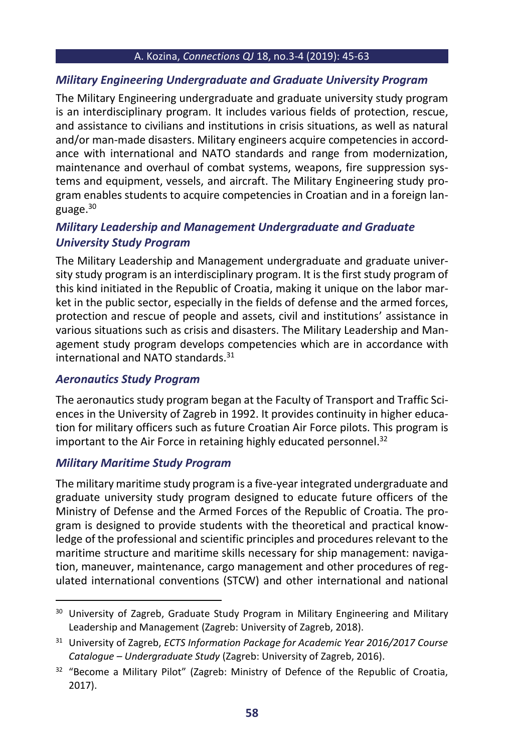### *Military Engineering Undergraduate and Graduate University Program*

The Military Engineering undergraduate and graduate university study program is an interdisciplinary program. It includes various fields of protection, rescue, and assistance to civilians and institutions in crisis situations, as well as natural and/or man-made disasters. Military engineers acquire competencies in accordance with international and NATO standards and range from modernization, maintenance and overhaul of combat systems, weapons, fire suppression systems and equipment, vessels, and aircraft. The Military Engineering study program enables students to acquire competencies in Croatian and in a foreign language.[30]

### *Military Leadership and Management Undergraduate and Graduate University Study Program*

The Military Leadership and Management undergraduate and graduate university study program is an interdisciplinary program. It is the first study program of this kind initiated in the Republic of Croatia, making it unique on the labor market in the public sector, especially in the fields of defense and the armed forces, protection and rescue of people and assets, civil and institutions' assistance in various situations such as crisis and disasters. The Military Leadership and Management study program develops competencies which are in accordance with international and NATO standards.[31]

### *Aeronautics Study Program*

The aeronautics study program began at the Faculty of Transport and Traffic Sciences in the University of Zagreb in 1992. It provides continuity in higher education for military officers such as future Croatian Air Force pilots. This program is important to the Air Force in retaining highly educated personnel.[32]

### *Military Maritime Study Program*

The military maritime study program is a five-year integrated undergraduate and graduate university study program designed to educate future officers of the Ministry of Defense and the Armed Forces of the Republic of Croatia. The program is designed to provide students with the theoretical and practical knowledge of the professional and scientific principles and procedures relevant to the maritime structure and maritime skills necessary for ship management: navigation, maneuver, maintenance, cargo management and other procedures of regulated international conventions (STCW) and other international and national

---

[30] University of Zagreb, Graduate Study Program in Military Engineering and Military Leadership and Management (Zagreb: University of Zagreb, 2018).

[31] University of Zagreb, *ECTS Information Package for Academic Year 2016/2017 Course Catalogue – Undergraduate Study* (Zagreb: University of Zagreb, 2016).

[32] "Become a Military Pilot" (Zagreb: Ministry of Defence of the Republic of Croatia, 2017).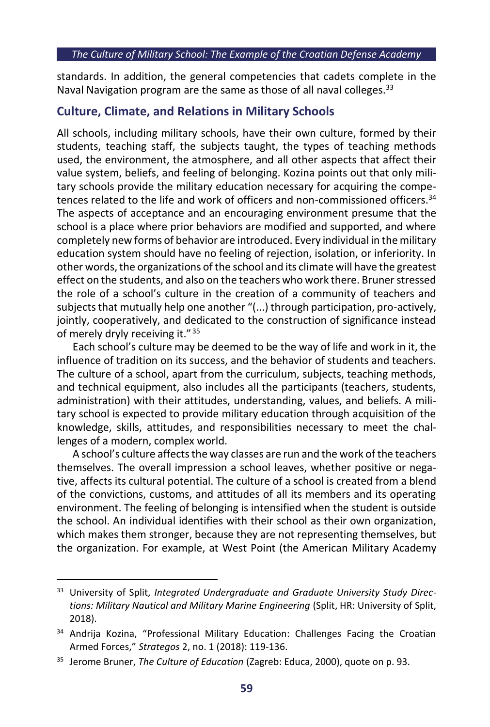standards. In addition, the general competencies that cadets complete in the Naval Navigation program are the same as those of all naval colleges.[33]

## Culture, Climate, and Relations in Military Schools

All schools, including military schools, have their own culture, formed by their students, teaching staff, the subjects taught, the types of teaching methods used, the environment, the atmosphere, and all other aspects that affect their value system, beliefs, and feeling of belonging. Kozina points out that only military schools provide the military education necessary for acquiring the competences related to the life and work of officers and non-commissioned officers.[34] The aspects of acceptance and an encouraging environment presume that the school is a place where prior behaviors are modified and supported, and where completely new forms of behavior are introduced. Every individual in the military education system should have no feeling of rejection, isolation, or inferiority. In other words, the organizations of the school and its climate will have the greatest effect on the students, and also on the teachers who work there. Bruner stressed the role of a school's culture in the creation of a community of teachers and subjects that mutually help one another "(...) through participation, pro-actively, jointly, cooperatively, and dedicated to the construction of significance instead of merely dryly receiving it." [35]

Each school's culture may be deemed to be the way of life and work in it, the influence of tradition on its success, and the behavior of students and teachers. The culture of a school, apart from the curriculum, subjects, teaching methods, and technical equipment, also includes all the participants (teachers, students, administration) with their attitudes, understanding, values, and beliefs. A military school is expected to provide military education through acquisition of the knowledge, skills, attitudes, and responsibilities necessary to meet the challenges of a modern, complex world.

A school's culture affects the way classes are run and the work of the teachers themselves. The overall impression a school leaves, whether positive or negative, affects its cultural potential. The culture of a school is created from a blend of the convictions, customs, and attitudes of all its members and its operating environment. The feeling of belonging is intensified when the student is outside the school. An individual identifies with their school as their own organization, which makes them stronger, because they are not representing themselves, but the organization. For example, at West Point (the American Military Academy

---

[33] University of Split, *Integrated Undergraduate and Graduate University Study Directions: Military Nautical and Military Marine Engineering* (Split, HR: University of Split, 2018).

[34] Andrija Kozina, "Professional Military Education: Challenges Facing the Croatian Armed Forces," *Strategos* 2, no. 1 (2018): 119-136.

[35] Jerome Bruner, *The Culture of Education* (Zagreb: Educa, 2000), quote on p. 93.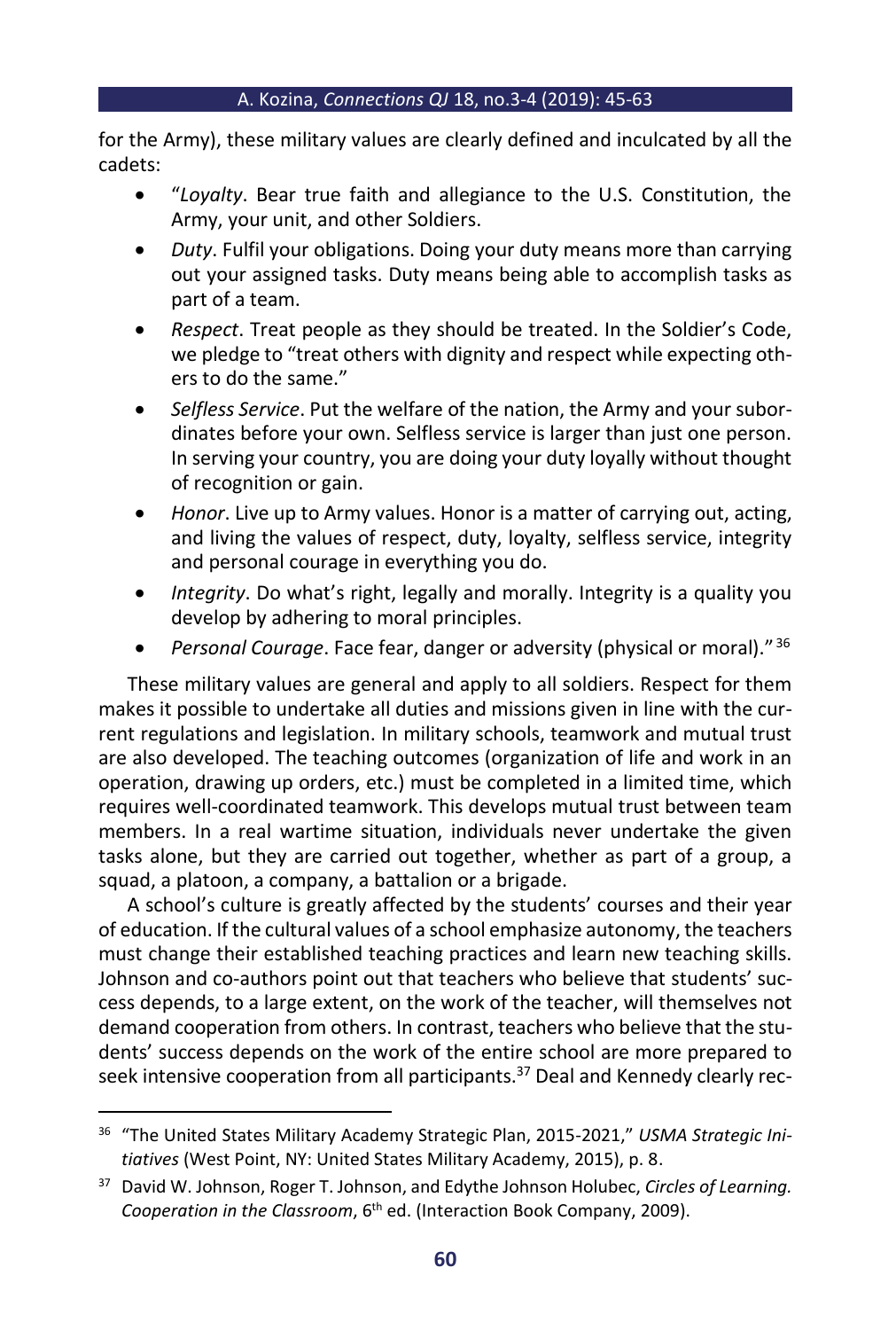for the Army), these military values are clearly defined and inculcated by all the cadets:

- "*Loyalty*. Bear true faith and allegiance to the U.S. Constitution, the Army, your unit, and other Soldiers.
- *Duty*. Fulfil your obligations. Doing your duty means more than carrying out your assigned tasks. Duty means being able to accomplish tasks as part of a team.
- *Respect*. Treat people as they should be treated. In the Soldier's Code, we pledge to "treat others with dignity and respect while expecting others to do the same."
- *Selfless Service*. Put the welfare of the nation, the Army and your subordinates before your own. Selfless service is larger than just one person. In serving your country, you are doing your duty loyally without thought of recognition or gain.
- *Honor*. Live up to Army values. Honor is a matter of carrying out, acting, and living the values of respect, duty, loyalty, selfless service, integrity and personal courage in everything you do.
- *Integrity*. Do what's right, legally and morally. Integrity is a quality you develop by adhering to moral principles.
- *Personal Courage*. Face fear, danger or adversity (physical or moral)." [36]

These military values are general and apply to all soldiers. Respect for them makes it possible to undertake all duties and missions given in line with the current regulations and legislation. In military schools, teamwork and mutual trust are also developed. The teaching outcomes (organization of life and work in an operation, drawing up orders, etc.) must be completed in a limited time, which requires well-coordinated teamwork. This develops mutual trust between team members. In a real wartime situation, individuals never undertake the given tasks alone, but they are carried out together, whether as part of a group, a squad, a platoon, a company, a battalion or a brigade.

A school's culture is greatly affected by the students' courses and their year of education. If the cultural values of a school emphasize autonomy, the teachers must change their established teaching practices and learn new teaching skills. Johnson and co-authors point out that teachers who believe that students' success depends, to a large extent, on the work of the teacher, will themselves not demand cooperation from others. In contrast, teachers who believe that the students' success depends on the work of the entire school are more prepared to seek intensive cooperation from all participants.[37] Deal and Kennedy clearly rec-

---

[36] "The United States Military Academy Strategic Plan, 2015-2021," *USMA Strategic Initiatives* (West Point, NY: United States Military Academy, 2015), p. 8.

[37] David W. Johnson, Roger T. Johnson, and Edythe Johnson Holubec, *Circles of Learning. Cooperation in the Classroom*, 6th ed. (Interaction Book Company, 2009).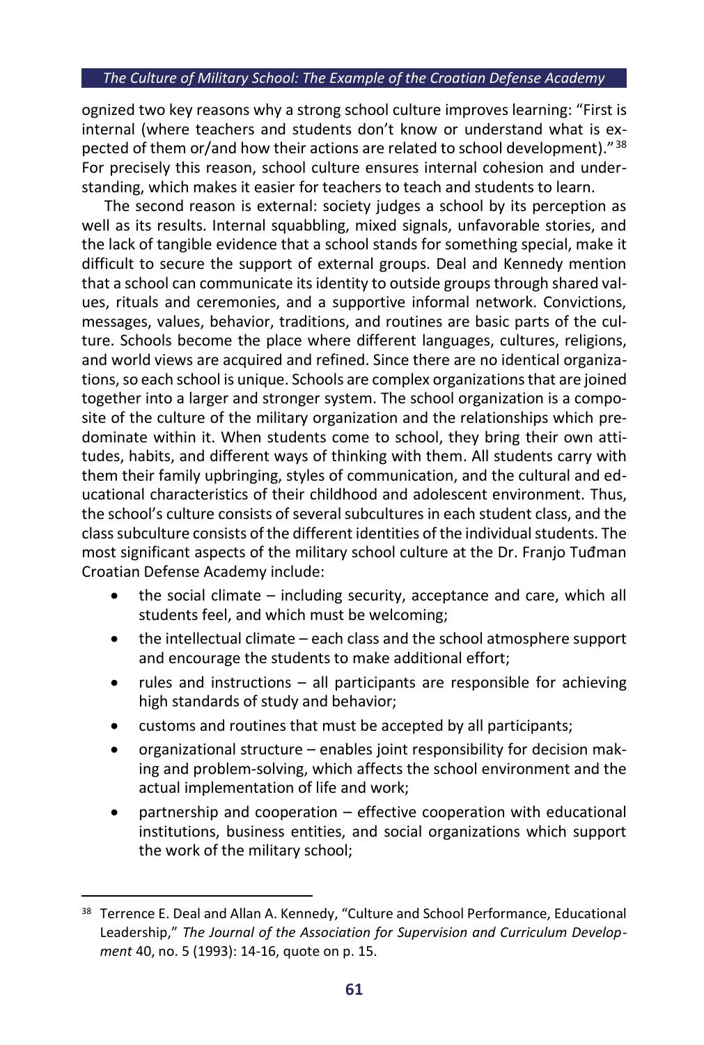ognized two key reasons why a strong school culture improves learning: "First is internal (where teachers and students don't know or understand what is expected of them or/and how their actions are related to school development)."[38] For precisely this reason, school culture ensures internal cohesion and understanding, which makes it easier for teachers to teach and students to learn.

The second reason is external: society judges a school by its perception as well as its results. Internal squabbling, mixed signals, unfavorable stories, and the lack of tangible evidence that a school stands for something special, make it difficult to secure the support of external groups. Deal and Kennedy mention that a school can communicate its identity to outside groups through shared values, rituals and ceremonies, and a supportive informal network. Convictions, messages, values, behavior, traditions, and routines are basic parts of the culture. Schools become the place where different languages, cultures, religions, and world views are acquired and refined. Since there are no identical organizations, so each school is unique. Schools are complex organizations that are joined together into a larger and stronger system. The school organization is a composite of the culture of the military organization and the relationships which predominate within it. When students come to school, they bring their own attitudes, habits, and different ways of thinking with them. All students carry with them their family upbringing, styles of communication, and the cultural and educational characteristics of their childhood and adolescent environment. Thus, the school's culture consists of several subcultures in each student class, and the class subculture consists of the different identities of the individual students. The most significant aspects of the military school culture at the Dr. Franjo Tuđman Croatian Defense Academy include:

- the social climate – including security, acceptance and care, which all students feel, and which must be welcoming;
- the intellectual climate – each class and the school atmosphere support and encourage the students to make additional effort;
- rules and instructions – all participants are responsible for achieving high standards of study and behavior;
- customs and routines that must be accepted by all participants;
- organizational structure – enables joint responsibility for decision making and problem-solving, which affects the school environment and the actual implementation of life and work;
- partnership and cooperation – effective cooperation with educational institutions, business entities, and social organizations which support the work of the military school;

---

[38] Terrence E. Deal and Allan A. Kennedy, "Culture and School Performance, Educational Leadership," *The Journal of the Association for Supervision and Curriculum Development* 40, no. 5 (1993): 14-16, quote on p. 15.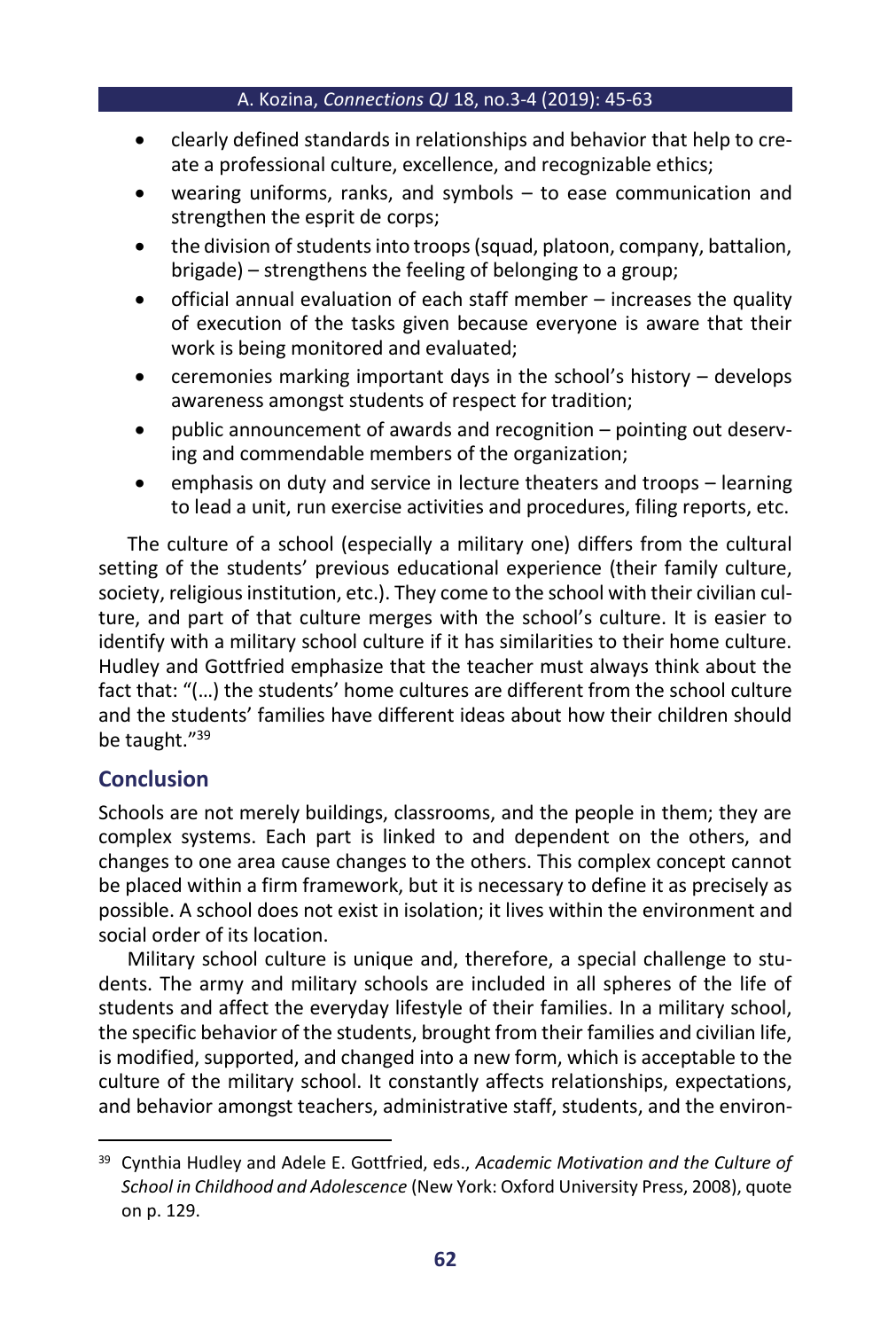- clearly defined standards in relationships and behavior that help to create a professional culture, excellence, and recognizable ethics;
- wearing uniforms, ranks, and symbols – to ease communication and strengthen the esprit de corps;
- the division of students into troops (squad, platoon, company, battalion, brigade) – strengthens the feeling of belonging to a group;
- official annual evaluation of each staff member – increases the quality of execution of the tasks given because everyone is aware that their work is being monitored and evaluated;
- ceremonies marking important days in the school's history – develops awareness amongst students of respect for tradition;
- public announcement of awards and recognition – pointing out deserving and commendable members of the organization;
- emphasis on duty and service in lecture theaters and troops – learning to lead a unit, run exercise activities and procedures, filing reports, etc.

The culture of a school (especially a military one) differs from the cultural setting of the students' previous educational experience (their family culture, society, religious institution, etc.). They come to the school with their civilian culture, and part of that culture merges with the school's culture. It is easier to identify with a military school culture if it has similarities to their home culture. Hudley and Gottfried emphasize that the teacher must always think about the fact that: "(…) the students' home cultures are different from the school culture and the students' families have different ideas about how their children should be taught."[39]

## Conclusion

Schools are not merely buildings, classrooms, and the people in them; they are complex systems. Each part is linked to and dependent on the others, and changes to one area cause changes to the others. This complex concept cannot be placed within a firm framework, but it is necessary to define it as precisely as possible. A school does not exist in isolation; it lives within the environment and social order of its location.

Military school culture is unique and, therefore, a special challenge to students. The army and military schools are included in all spheres of the life of students and affect the everyday lifestyle of their families. In a military school, the specific behavior of the students, brought from their families and civilian life, is modified, supported, and changed into a new form, which is acceptable to the culture of the military school. It constantly affects relationships, expectations, and behavior amongst teachers, administrative staff, students, and the environ-

---

[39] Cynthia Hudley and Adele E. Gottfried, eds., *Academic Motivation and the Culture of School in Childhood and Adolescence* (New York: Oxford University Press, 2008), quote on p. 129.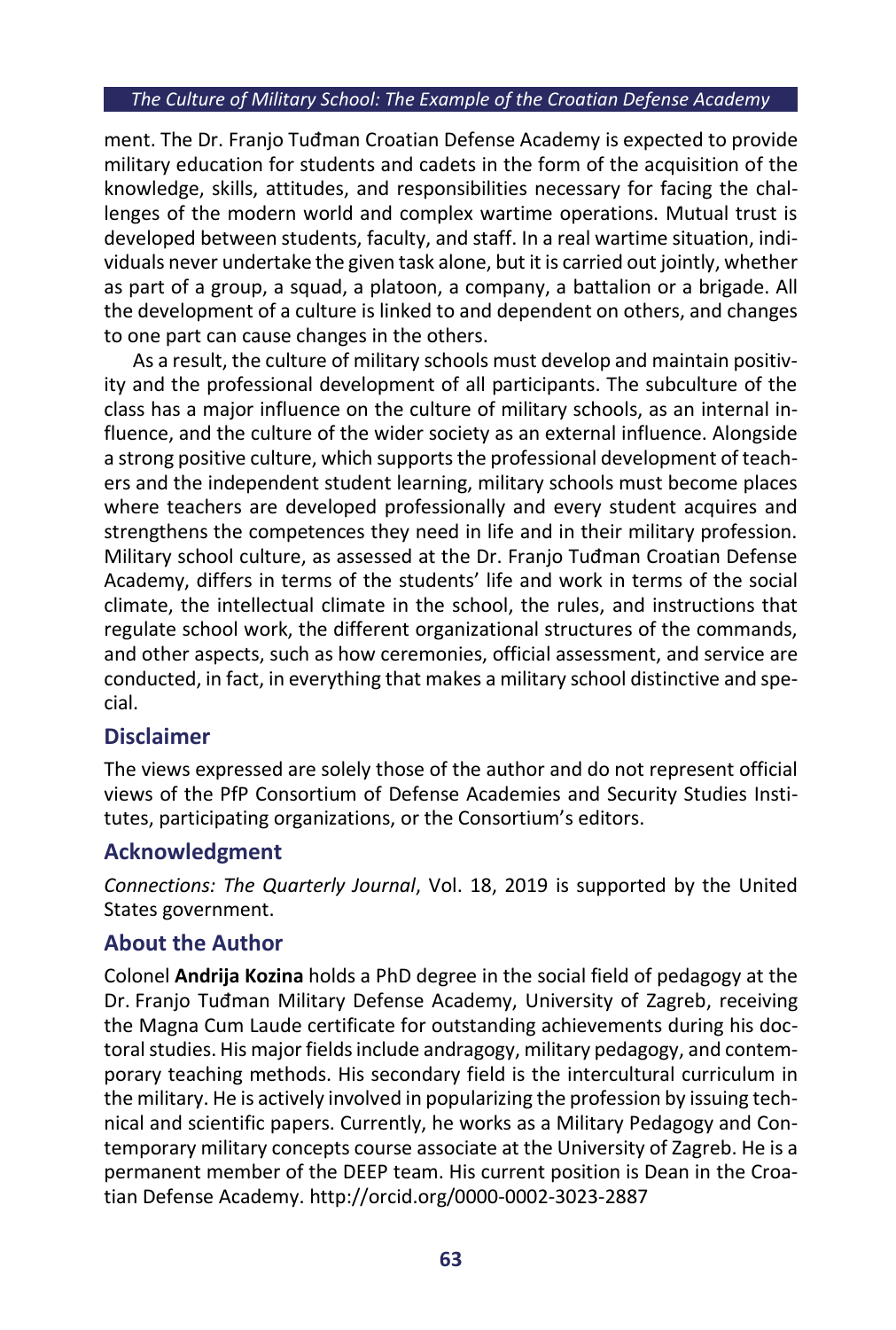ment. The Dr. Franjo Tuđman Croatian Defense Academy is expected to provide military education for students and cadets in the form of the acquisition of the knowledge, skills, attitudes, and responsibilities necessary for facing the challenges of the modern world and complex wartime operations. Mutual trust is developed between students, faculty, and staff. In a real wartime situation, individuals never undertake the given task alone, but it is carried out jointly, whether as part of a group, a squad, a platoon, a company, a battalion or a brigade. All the development of a culture is linked to and dependent on others, and changes to one part can cause changes in the others.

As a result, the culture of military schools must develop and maintain positivity and the professional development of all participants. The subculture of the class has a major influence on the culture of military schools, as an internal influence, and the culture of the wider society as an external influence. Alongside a strong positive culture, which supports the professional development of teachers and the independent student learning, military schools must become places where teachers are developed professionally and every student acquires and strengthens the competences they need in life and in their military profession. Military school culture, as assessed at the Dr. Franjo Tuđman Croatian Defense Academy, differs in terms of the students' life and work in terms of the social climate, the intellectual climate in the school, the rules, and instructions that regulate school work, the different organizational structures of the commands, and other aspects, such as how ceremonies, official assessment, and service are conducted, in fact, in everything that makes a military school distinctive and special.

## Disclaimer

The views expressed are solely those of the author and do not represent official views of the PfP Consortium of Defense Academies and Security Studies Institutes, participating organizations, or the Consortium's editors.

## Acknowledgment

*Connections: The Quarterly Journal*, Vol. 18, 2019 is supported by the United States government.

## About the Author

Colonel **Andrija Kozina** holds a PhD degree in the social field of pedagogy at the Dr. Franjo Tuđman Military Defense Academy, University of Zagreb, receiving the Magna Cum Laude certificate for outstanding achievements during his doctoral studies. His major fields include andragogy, military pedagogy, and contemporary teaching methods. His secondary field is the intercultural curriculum in the military. He is actively involved in popularizing the profession by issuing technical and scientific papers. Currently, he works as a Military Pedagogy and Contemporary military concepts course associate at the University of Zagreb. He is a permanent member of the DEEP team. His current position is Dean in the Croatian Defense Academy. http://orcid.org/0000-0002-3023-2887